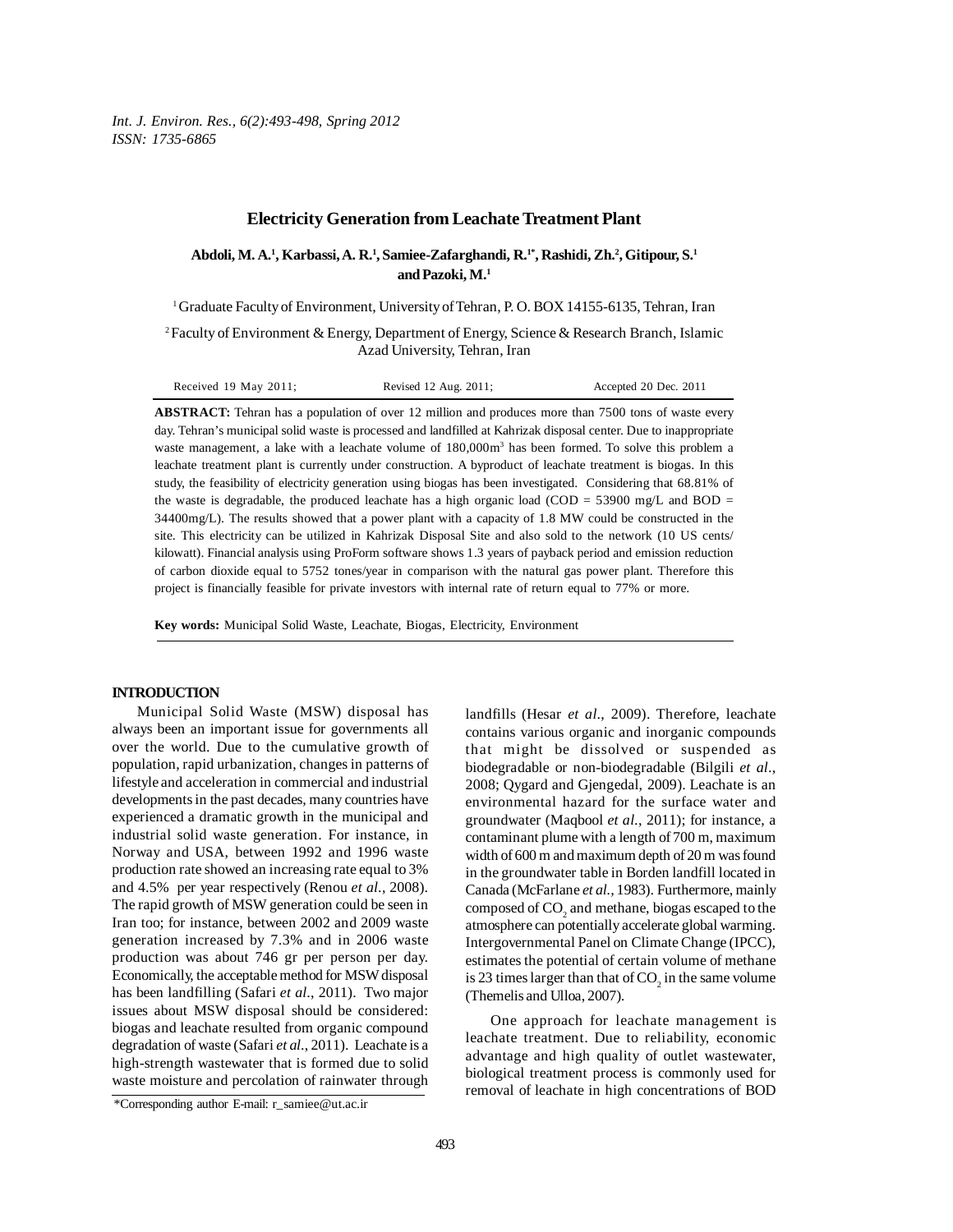# Electricity Generation from Leachate Treatment Plant

**Abdoli, M. A.[1], Karbassi, A. R.[1], Samiee-Zafarghandi, R.[1*], Rashidi, Zh.[2], Gitipour, S.[1] and Pazoki, M.[1]**

[1] Graduate Faculty of Environment, University of Tehran, P. O. BOX 14155-6135, Tehran, Iran

[2] Faculty of Environment & Energy, Department of Energy, Science & Research Branch, Islamic Azad University, Tehran, Iran

Received 19 May 2011; Revised 12 Aug. 2011; Accepted 20 Dec. 2011

**ABSTRACT:** Tehran has a population of over 12 million and produces more than 7500 tons of waste every day. Tehran's municipal solid waste is processed and landfilled at Kahrizak disposal center. Due to inappropriate waste management, a lake with a leachate volume of 180,000m$^3$ has been formed. To solve this problem a leachate treatment plant is currently under construction. A byproduct of leachate treatment is biogas. In this study, the feasibility of electricity generation using biogas has been investigated. Considering that 68.81% of the waste is degradable, the produced leachate has a high organic load (COD = 53900 mg/L and BOD = 34400mg/L). The results showed that a power plant with a capacity of 1.8 MW could be constructed in the site. This electricity can be utilized in Kahrizak Disposal Site and also sold to the network (10 US cents/kilowatt). Financial analysis using ProForm software shows 1.3 years of payback period and emission reduction of carbon dioxide equal to 5752 tones/year in comparison with the natural gas power plant. Therefore this project is financially feasible for private investors with internal rate of return equal to 77% or more.

**Key words:** Municipal Solid Waste, Leachate, Biogas, Electricity, Environment

## INTRODUCTION

Municipal Solid Waste (MSW) disposal has always been an important issue for governments all over the world. Due to the cumulative growth of population, rapid urbanization, changes in patterns of lifestyle and acceleration in commercial and industrial developments in the past decades, many countries have experienced a dramatic growth in the municipal and industrial solid waste generation. For instance, in Norway and USA, between 1992 and 1996 waste production rate showed an increasing rate equal to 3% and 4.5% per year respectively (Renou *et al.*, 2008). The rapid growth of MSW generation could be seen in Iran too; for instance, between 2002 and 2009 waste generation increased by 7.3% and in 2006 waste production was about 746 gr per person per day. Economically, the acceptable method for MSW disposal has been landfilling (Safari *et al.*, 2011). Two major issues about MSW disposal should be considered: biogas and leachate resulted from organic compound degradation of waste (Safari *et al.*, 2011). Leachate is a high-strength wastewater that is formed due to solid waste moisture and percolation of rainwater through landfills (Hesar *et al.*, 2009). Therefore, leachate contains various organic and inorganic compounds that might be dissolved or suspended as biodegradable or non-biodegradable (Bilgili *et al.*, 2008; Qygard and Gjengedal, 2009). Leachate is an environmental hazard for the surface water and groundwater (Maqbool *et al.*, 2011); for instance, a contaminant plume with a length of 700 m, maximum width of 600 m and maximum depth of 20 m was found in the groundwater table in Borden landfill located in Canada (McFarlane *et al.*, 1983). Furthermore, mainly composed of $CO_2$ and methane, biogas escaped to the atmosphere can potentially accelerate global warming. Intergovernmental Panel on Climate Change (IPCC), estimates the potential of certain volume of methane is 23 times larger than that of $CO_2$ in the same volume (Themelis and Ulloa, 2007).

One approach for leachate management is leachate treatment. Due to reliability, economic advantage and high quality of outlet wastewater, biological treatment process is commonly used for removal of leachate in high concentrations of BOD

*Corresponding author E-mail: r_samiee@ut.ac.ir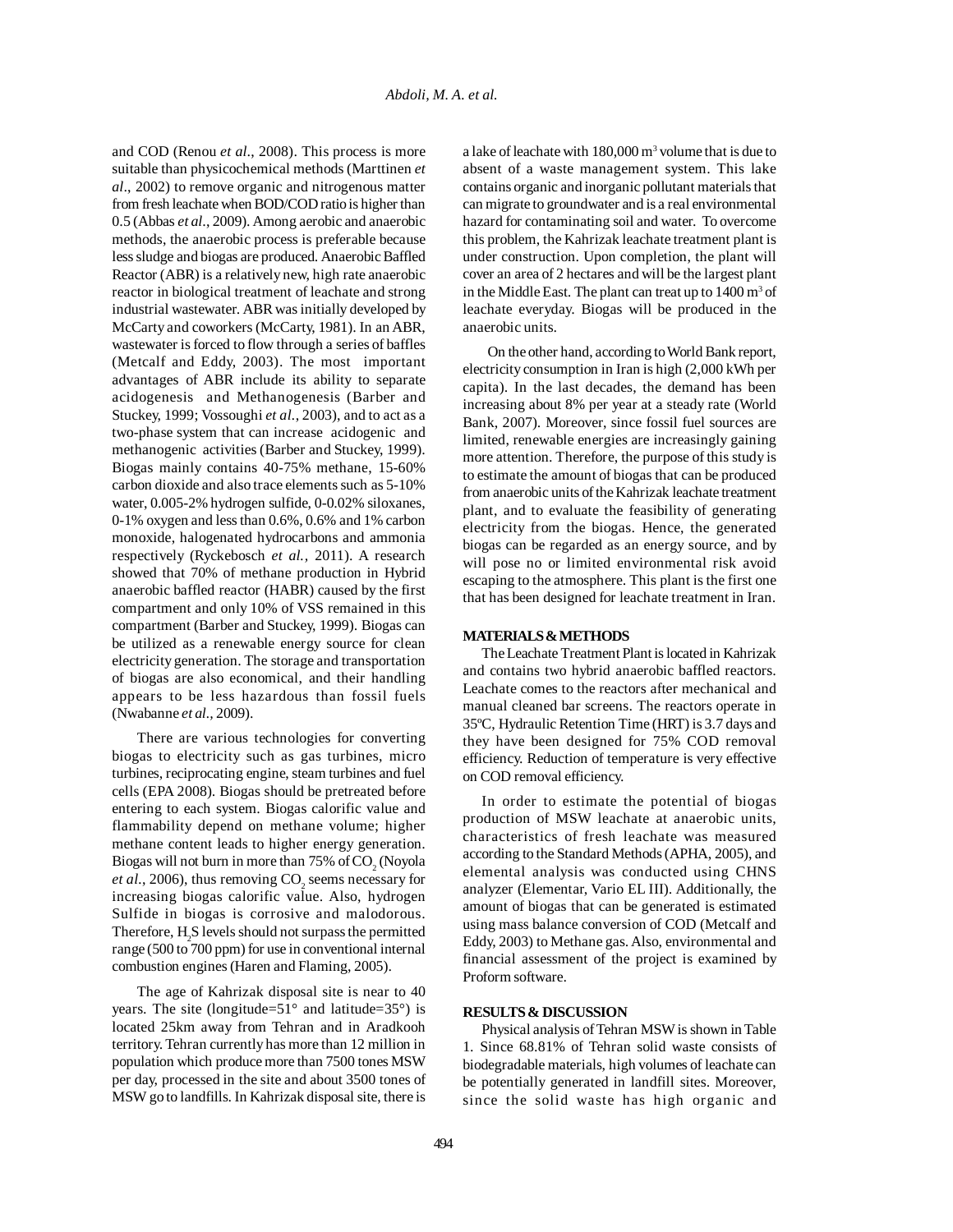and COD (Renou *et al*., 2008). This process is more suitable than physicochemical methods (Marttinen *et al*., 2002) to remove organic and nitrogenous matter from fresh leachate when BOD/COD ratio is higher than 0.5 (Abbas *et al*., 2009). Among aerobic and anaerobic methods, the anaerobic process is preferable because less sludge and biogas are produced. Anaerobic Baffled Reactor (ABR) is a relatively new, high rate anaerobic reactor in biological treatment of leachate and strong industrial wastewater. ABR was initially developed by McCarty and coworkers (McCarty, 1981). In an ABR, wastewater is forced to flow through a series of baffles (Metcalf and Eddy, 2003). The most important advantages of ABR include its ability to separate acidogenesis and Methanogenesis (Barber and Stuckey, 1999; Vossoughi *et al.*, 2003), and to act as a two-phase system that can increase acidogenic and methanogenic activities (Barber and Stuckey, 1999). Biogas mainly contains 40-75% methane, 15-60% carbon dioxide and also trace elements such as 5-10% water, 0.005-2% hydrogen sulfide, 0-0.02% siloxanes, 0-1% oxygen and less than 0.6%, 0.6% and 1% carbon monoxide, halogenated hydrocarbons and ammonia respectively (Ryckebosch *et al.*, 2011). A research showed that 70% of methane production in Hybrid anaerobic baffled reactor (HABR) caused by the first compartment and only 10% of VSS remained in this compartment (Barber and Stuckey, 1999). Biogas can be utilized as a renewable energy source for clean electricity generation. The storage and transportation of biogas are also economical, and their handling appears to be less hazardous than fossil fuels (Nwabanne *et al.*, 2009).

There are various technologies for converting biogas to electricity such as gas turbines, micro turbines, reciprocating engine, steam turbines and fuel cells (EPA 2008). Biogas should be pretreated before entering to each system. Biogas calorific value and flammability depend on methane volume; higher methane content leads to higher energy generation. Biogas will not burn in more than 75% of $CO_2$ (Noyola *et al*., 2006), thus removing $CO_2$ seems necessary for increasing biogas calorific value. Also, hydrogen Sulfide in biogas is corrosive and malodorous. Therefore, $H_2S$ levels should not surpass the permitted range (500 to 700 ppm) for use in conventional internal combustion engines (Haren and Flaming, 2005).

The age of Kahrizak disposal site is near to 40 years. The site (longitude=51° and latitude=35°) is located 25km away from Tehran and in Aradkooh territory. Tehran currently has more than 12 million in population which produce more than 7500 tones MSW per day, processed in the site and about 3500 tones of MSW go to landfills. In Kahrizak disposal site, there is a lake of leachate with 180,000 m$^3$ volume that is due to absent of a waste management system. This lake contains organic and inorganic pollutant materials that can migrate to groundwater and is a real environmental hazard for contaminating soil and water. To overcome this problem, the Kahrizak leachate treatment plant is under construction. Upon completion, the plant will cover an area of 2 hectares and will be the largest plant in the Middle East. The plant can treat up to 1400 m$^3$ of leachate everyday. Biogas will be produced in the anaerobic units.

On the other hand, according to World Bank report, electricity consumption in Iran is high (2,000 kWh per capita). In the last decades, the demand has been increasing about 8% per year at a steady rate (World Bank, 2007). Moreover, since fossil fuel sources are limited, renewable energies are increasingly gaining more attention. Therefore, the purpose of this study is to estimate the amount of biogas that can be produced from anaerobic units of the Kahrizak leachate treatment plant, and to evaluate the feasibility of generating electricity from the biogas. Hence, the generated biogas can be regarded as an energy source, and by will pose no or limited environmental risk avoid escaping to the atmosphere. This plant is the first one that has been designed for leachate treatment in Iran.

## MATERIALS & METHODS

The Leachate Treatment Plant is located in Kahrizak and contains two hybrid anaerobic baffled reactors. Leachate comes to the reactors after mechanical and manual cleaned bar screens. The reactors operate in 35ºC, Hydraulic Retention Time (HRT) is 3.7 days and they have been designed for 75% COD removal efficiency. Reduction of temperature is very effective on COD removal efficiency.

In order to estimate the potential of biogas production of MSW leachate at anaerobic units, characteristics of fresh leachate was measured according to the Standard Methods (APHA, 2005), and elemental analysis was conducted using CHNS analyzer (Elementar, Vario EL III). Additionally, the amount of biogas that can be generated is estimated using mass balance conversion of COD (Metcalf and Eddy, 2003) to Methane gas. Also, environmental and financial assessment of the project is examined by Proform software.

## RESULTS & DISCUSSION

Physical analysis of Tehran MSW is shown in Table 1. Since 68.81% of Tehran solid waste consists of biodegradable materials, high volumes of leachate can be potentially generated in landfill sites. Moreover, since the solid waste has high organic and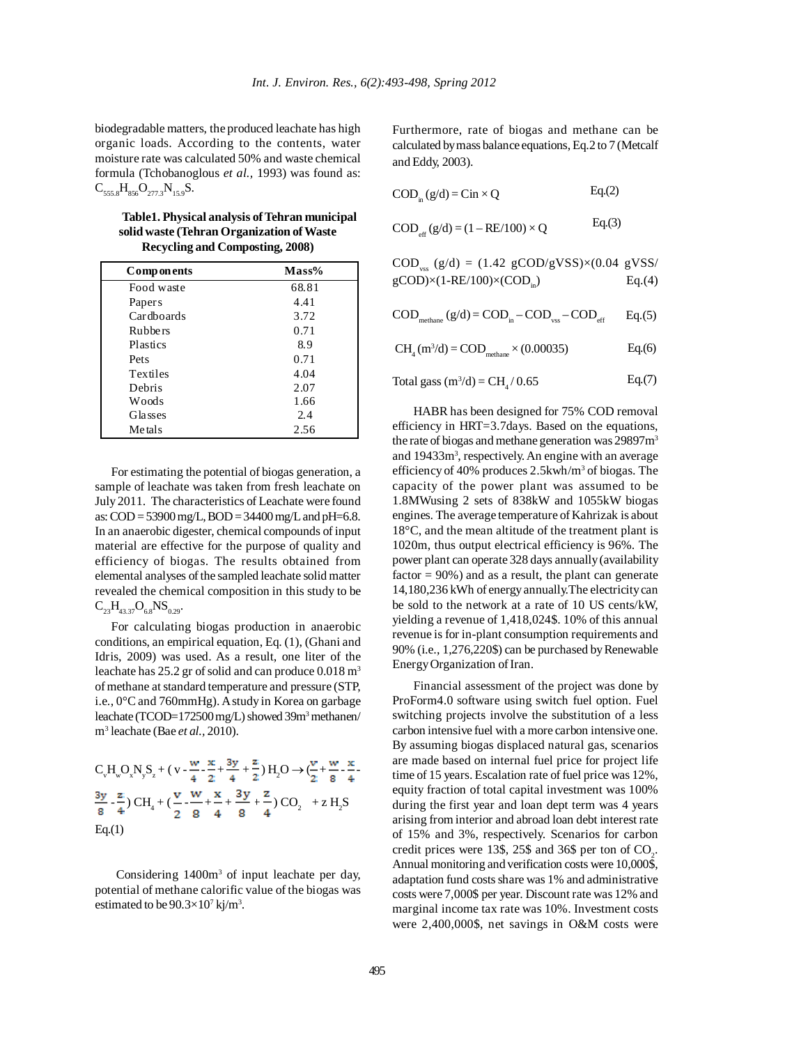biodegradable matters, the produced leachate has high organic loads. According to the contents, water moisture rate was calculated 50% and waste chemical formula (Tchobanoglous *et al.*, 1993) was found as: $C_{555.8}H_{856}O_{277.3}N_{15.9}S$.

**Table1. Physical analysis of Tehran municipal solid waste (Tehran Organization of Waste Recycling and Composting, 2008)**

| Components | Mass% |
|---|---|
| Food waste | 68.81 |
| Papers | 4.41 |
| Cardboards | 3.72 |
| Rubbers | 0.71 |
| Plastics | 8.9 |
| Pets | 0.71 |
| Textiles | 4.04 |
| Debris | 2.07 |
| Woods | 1.66 |
| Glasses | 2.4 |
| Metals | 2.56 |

For estimating the potential of biogas generation, a sample of leachate was taken from fresh leachate on July 2011. The characteristics of Leachate were found as: COD = 53900 mg/L, BOD = 34400 mg/L and pH=6.8. In an anaerobic digester, chemical compounds of input material are effective for the purpose of quality and efficiency of biogas. The results obtained from elemental analyses of the sampled leachate solid matter revealed the chemical composition in this study to be $C_{23}H_{43.37}O_{6.8}NS_{0.29}$.

For calculating biogas production in anaerobic conditions, an empirical equation, Eq. (1), (Ghani and Idris, 2009) was used. As a result, one liter of the leachate has 25.2 gr of solid and can produce 0.018 $m^3$ of methane at standard temperature and pressure (STP, i.e., 0°C and 760mmHg). A study in Korea on garbage leachate (TCOD=172500 mg/L) showed 39$m^3$ methanen/$m^3$ leachate (Bae *et al.*, 2010).

$$C_vH_wO_xN_yS_z + \left(v - \frac{w}{4} - \frac{x}{2} + \frac{3y}{4} + \frac{z}{2}\right) H_2O \rightarrow \left(\frac{v}{2} + \frac{w}{8} - \frac{x}{4} - \frac{3y}{8} - \frac{z}{4}\right) CH_4 + \left(\frac{v}{2} - \frac{w}{8} + \frac{x}{4} + \frac{3y}{8} + \frac{z}{4}\right) CO_2 + z\,H_2S$$

Eq.(1)

Considering 1400$m^3$ of input leachate per day, potential of methane calorific value of the biogas was estimated to be $90.3\times10^7$ kj/$m^3$.

Furthermore, rate of biogas and methane can be calculated by mass balance equations, Eq.2 to 7 (Metcalf and Eddy, 2003).

$$COD_{in}\ (g/d) = Cin \times Q \qquad Eq.(2)$$

$$COD_{eff}\ (g/d) = (1 - RE/100) \times Q \qquad Eq.(3)$$

$$COD_{vss}\ (g/d) = (1.42\ gCOD/gVSS)\times(0.04\ gVSS/gCOD)\times(1\text{-}RE/100)\times(COD_{in}) \qquad Eq.(4)$$

$$COD_{methane}\ (g/d) = COD_{in} - COD_{vss} - COD_{eff} \qquad Eq.(5)$$

$$CH_4\ (m^3/d) = COD_{methane} \times (0.00035) \qquad Eq.(6)$$

$$Total\ gass\ (m^3/d) = CH_4 / 0.65 \qquad Eq.(7)$$

HABR has been designed for 75% COD removal efficiency in HRT=3.7days. Based on the equations, the rate of biogas and methane generation was 29897$m^3$ and 19433$m^3$, respectively. An engine with an average efficiency of 40% produces 2.5kwh/$m^3$ of biogas. The capacity of the power plant was assumed to be 1.8MWusing 2 sets of 838kW and 1055kW biogas engines. The average temperature of Kahrizak is about 18°C, and the mean altitude of the treatment plant is 1020m, thus output electrical efficiency is 96%. The power plant can operate 328 days annually (availability factor = 90%) and as a result, the plant can generate 14,180,236 kWh of energy annually.The electricity can be sold to the network at a rate of 10 US cents/kW, yielding a revenue of 1,418,024$. 10% of this annual revenue is for in-plant consumption requirements and 90% (i.e., 1,276,220$) can be purchased by Renewable Energy Organization of Iran.

Financial assessment of the project was done by ProForm4.0 software using switch fuel option. Fuel switching projects involve the substitution of a less carbon intensive fuel with a more carbon intensive one. By assuming biogas displaced natural gas, scenarios are made based on internal fuel price for project life time of 15 years. Escalation rate of fuel price was 12%, equity fraction of total capital investment was 100% during the first year and loan dept term was 4 years arising from interior and abroad loan debt interest rate of 15% and 3%, respectively. Scenarios for carbon credit prices were 13$, 25$ and 36$ per ton of $CO_2$. Annual monitoring and verification costs were 10,000$, adaptation fund costs share was 1% and administrative costs were 7,000$ per year. Discount rate was 12% and marginal income tax rate was 10%. Investment costs were 2,400,000$, net savings in O&M costs were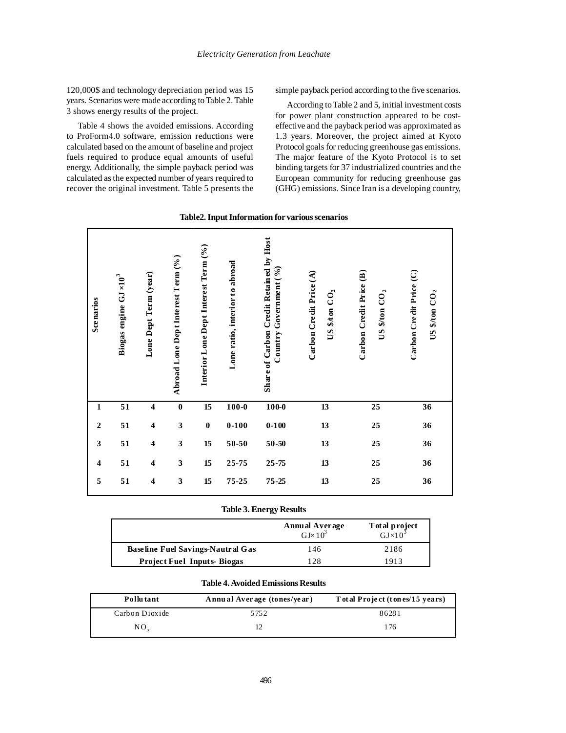120,000$ and technology depreciation period was 15 years. Scenarios were made according to Table 2. Table 3 shows energy results of the project.

Table 4 shows the avoided emissions. According to ProForm4.0 software, emission reductions were calculated based on the amount of baseline and project fuels required to produce equal amounts of useful energy. Additionally, the simple payback period was calculated as the expected number of years required to recover the original investment. Table 5 presents the simple payback period according to the five scenarios.

According to Table 2 and 5, initial investment costs for power plant construction appeared to be cost-effective and the payback period was approximated as 1.3 years. Moreover, the project aimed at Kyoto Protocol goals for reducing greenhouse gas emissions. The major feature of the Kyoto Protocol is to set binding targets for 37 industrialized countries and the European community for reducing greenhouse gas (GHG) emissions. Since Iran is a developing country,

**Table2. Input Information for various scenarios**

| Scenarios | Biogas engine GJ $\times 10^3$ | Lone Dept Term (year) | Abroad Lone Dept Interest Term (%) | Interior Lone Dept Interest Term (%) | Lone ratio, interior to abroad | Share of Carbon Credit Retained by Host Country Government (%) | Carbon Credit Price (A) US \$/ton $CO_2$ | Carbon Credit Price (B) US \$/ton $CO_2$ | Carbon Credit Price (C) US \$/ton $CO_2$ |
|---|---|---|---|---|---|---|---|---|---|
| 1 | 51 | 4 | 0 | 15 | 100-0 | 100-0 | 13 | 25 | 36 |
| 2 | 51 | 4 | 3 | 0 | 0-100 | 0-100 | 13 | 25 | 36 |
| 3 | 51 | 4 | 3 | 15 | 50-50 | 50-50 | 13 | 25 | 36 |
| 4 | 51 | 4 | 3 | 15 | 25-75 | 25-75 | 13 | 25 | 36 |
| 5 | 51 | 4 | 3 | 15 | 75-25 | 75-25 | 13 | 25 | 36 |

**Table 3. Energy Results**

| | Annual Average GJ$\times 10^3$ | Total project GJ$\times 10^3$ |
|---|---|---|
| Baseline Fuel Savings-Nautral Gas | 146 | 2186 |
| Project Fuel Inputs- Biogas | 128 | 1913 |

**Table 4. Avoided Emissions Results**

| Pollutant | Annual Average (tones/year) | Total Project (tones/15 years) |
|---|---|---|
| Carbon Dioxide | 5752 | 86281 |
| $NO_x$ | 12 | 176 |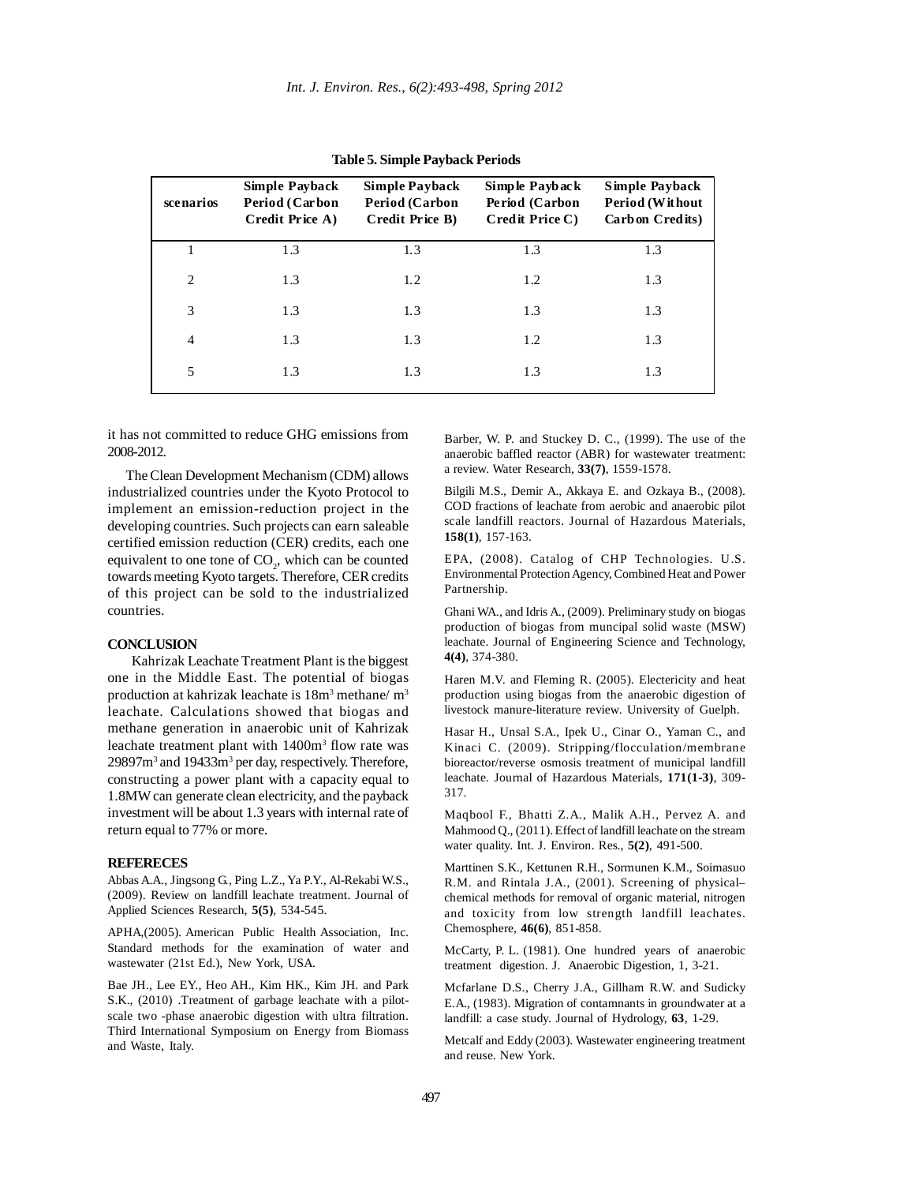**Table 5. Simple Payback Periods**

| scenarios | Simple Payback Period (Carbon Credit Price A) | Simple Payback Period (Carbon Credit Price B) | Simple Payback Period (Carbon Credit Price C) | Simple Payback Period (Without Carbon Credits) |
|---|---|---|---|---|
| 1 | 1.3 | 1.3 | 1.3 | 1.3 |
| 2 | 1.3 | 1.2 | 1.2 | 1.3 |
| 3 | 1.3 | 1.3 | 1.3 | 1.3 |
| 4 | 1.3 | 1.3 | 1.2 | 1.3 |
| 5 | 1.3 | 1.3 | 1.3 | 1.3 |

it has not committed to reduce GHG emissions from 2008-2012.

The Clean Development Mechanism (CDM) allows industrialized countries under the Kyoto Protocol to implement an emission-reduction project in the developing countries. Such projects can earn saleable certified emission reduction (CER) credits, each one equivalent to one tone of $CO_2$, which can be counted towards meeting Kyoto targets. Therefore, CER credits of this project can be sold to the industrialized countries.

## CONCLUSION

Kahrizak Leachate Treatment Plant is the biggest one in the Middle East. The potential of biogas production at kahrizak leachate is 18m$^3$ methane/ m$^3$ leachate. Calculations showed that biogas and methane generation in anaerobic unit of Kahrizak leachate treatment plant with 1400m$^3$ flow rate was 29897m$^3$ and 19433m$^3$ per day, respectively. Therefore, constructing a power plant with a capacity equal to 1.8MW can generate clean electricity, and the payback investment will be about 1.3 years with internal rate of return equal to 77% or more.

## REFERECES

Abbas A.A., Jingsong G., Ping L.Z., Ya P.Y., Al-Rekabi W.S., (2009). Review on landfill leachate treatment. Journal of Applied Sciences Research, **5(5)**, 534-545.

APHA,(2005). American Public Health Association, Inc. Standard methods for the examination of water and wastewater (21st Ed.), New York, USA.

Bae JH., Lee EY., Heo AH., Kim HK., Kim JH. and Park S.K., (2010) .Treatment of garbage leachate with a pilot-scale two -phase anaerobic digestion with ultra filtration. Third International Symposium on Energy from Biomass and Waste, Italy.

Barber, W. P. and Stuckey D. C., (1999). The use of the anaerobic baffled reactor (ABR) for wastewater treatment: a review. Water Research, **33(7)**, 1559-1578.

Bilgili M.S., Demir A., Akkaya E. and Ozkaya B., (2008). COD fractions of leachate from aerobic and anaerobic pilot scale landfill reactors. Journal of Hazardous Materials, **158(1)**, 157-163.

EPA, (2008). Catalog of CHP Technologies. U.S. Environmental Protection Agency, Combined Heat and Power Partnership.

Ghani WA., and Idris A., (2009). Preliminary study on biogas production of biogas from muncipal solid waste (MSW) leachate. Journal of Engineering Science and Technology, **4(4)**, 374-380.

Haren M.V. and Fleming R. (2005). Electericity and heat production using biogas from the anaerobic digestion of livestock manure-literature review. University of Guelph.

Hasar H., Unsal S.A., Ipek U., Cinar O., Yaman C., and Kinaci C. (2009). Stripping/flocculation/membrane bioreactor/reverse osmosis treatment of municipal landfill leachate. Journal of Hazardous Materials, **171(1-3)**, 309-317.

Maqbool F., Bhatti Z.A., Malik A.H., Pervez A. and Mahmood Q., (2011). Effect of landfill leachate on the stream water quality. Int. J. Environ. Res., **5(2)**, 491-500.

Marttinen S.K., Kettunen R.H., Sormunen K.M., Soimasuo R.M. and Rintala J.A., (2001). Screening of physical–chemical methods for removal of organic material, nitrogen and toxicity from low strength landfill leachates. Chemosphere, **46(6)**, 851-858.

McCarty, P. L. (1981). One hundred years of anaerobic treatment digestion. J. Anaerobic Digestion, 1, 3-21.

Mcfarlane D.S., Cherry J.A., Gillham R.W. and Sudicky E.A., (1983). Migration of contamnants in groundwater at a landfill: a case study. Journal of Hydrology, **63**, 1-29.

Metcalf and Eddy (2003). Wastewater engineering treatment and reuse. New York.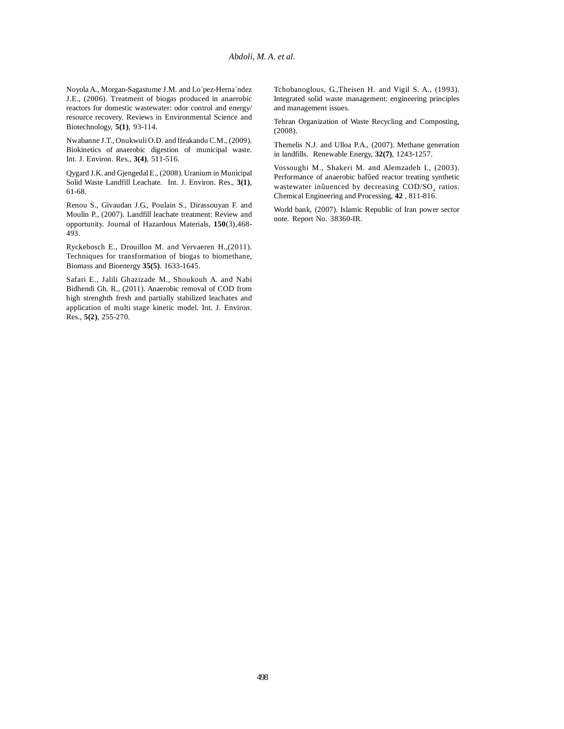Noyola A., Morgan-Sagastume J.M. and Lo´pez-Herna´ndez J.E., (2006). Treatment of biogas produced in anaerobic reactors for domestic wastewater: odor control and energy/ resource recovery. Reviews in Environmental Science and Biotechnology, **5(1)**, 93-114.

Nwabanne J.T., Onukwuli O.D. and Ifeakandu C.M., (2009). Biokinetics of anaerobic digestion of municipal waste. Int. J. Environ. Res., **3(4)**, 511-516.

Qygard J.K. and Gjengedal E., (2008). Uranium in Municipal Solid Waste Landfill Leachate. Int. J. Environ. Res., **3(1)**, 61-68.

Renou S., Givaudan J.G., Poulain S., Dirassouyan F. and Moulin P., (2007). Landfill leachate treatment: Review and opportunity. Journal of Hazardous Materials, **150**(3),468-493.

Ryckebosch E., Drouillon M. and Vervaeren H.,(2011). Techniques for transformation of biogas to biomethane, Biomass and Bioenergy **35(5)**. 1633-1645.

Safari E., Jalili Ghazizade M., Shoukouh A. and Nabi Bidhendi Gh. R., (2011). Anaerobic removal of COD from high strenghth fresh and partially stabilized leachates and application of multi stage kinetic model. Int. J. Environ. Res., **5(2)**, 255-270.

Tchobanoglous, G.,Theisen H. and Vigil S. A., (1993). Integrated solid waste management: engineering principles and management issues.

Tehran Organization of Waste Recycling and Composting, (2008).

Themelis N.J. and Ulloa P.A., (2007). Methane generation in landfills. Renewable Energy, **32(7)**, 1243-1257.

Vossoughi M., Shakeri M. and Alemzadeh I., (2003). Performance of anaerobic bafûed reactor treating synthetic wastewater inûuenced by decreasing $COD/SO_4$ ratios. Chemical Engineering and Processing, **42** , 811-816.

World bank, (2007). Islamic Republic of Iran power sector note. Report No. 38360-IR.